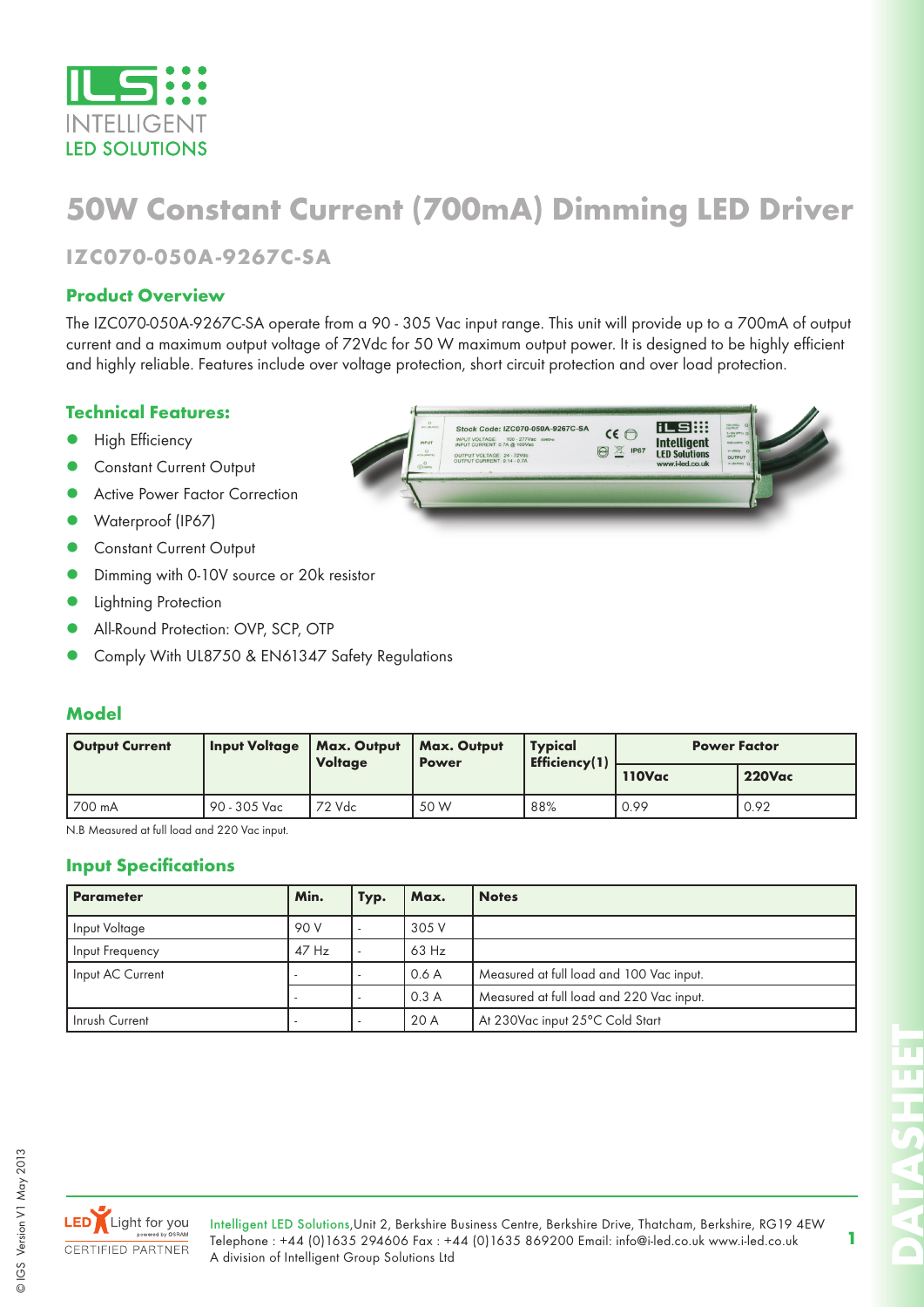# 50W Constant Current (700mA) Dimming LED Driver

## IZC070-050A-9267C-SA

### Product Overview

The IZC070-050A-9267C-SA operate from a 90 - 305 Vac input range. This unit will provide up to a 700mA of output current and a maximum output voltage of 72Vdc for 50 W maximum output power. It is designed to be highly efficient and highly reliable. Features include over voltage protection, short circuit protection and over load protection.

### Technical Features:

- High Efficiency
- Constant Current Output
- Active Power Factor Correction
- Waterproof (IP67)
- Constant Current Output
- Dimming with 0-10V source or 20k resistor
- Lightning Protection
- All-Round Protection: OVP, SCP, OTP
- Comply With UL8750 & EN61347 Safety Regulations

### Model

| Output Current | Input Voltage | Max. Output Voltage | Max. Output Power | Typical Efficiency(1) | Power Factor | |
|---|---|---|---|---|---|---|
| | | | | | 110Vac | 220Vac |
| 700 mA | 90 - 305 Vac | 72 Vdc | 50 W | 88% | 0.99 | 0.92 |

N.B Measured at full load and 220 Vac input.

### Input Specifications

| Parameter | Min. | Typ. | Max. | Notes |
|---|---|---|---|---|
| Input Voltage | 90 V | - | 305 V | |
| Input Frequency | 47 Hz | - | 63 Hz | |
| Input AC Current | - | - | 0.6 A | Measured at full load and 100 Vac input. |
| | - | - | 0.3 A | Measured at full load and 220 Vac input. |
| Inrush Current | - | - | 20 A | At 230Vac input 25°C Cold Start |

Intelligent LED Solutions,Unit 2, Berkshire Business Centre, Berkshire Drive, Thatcham, Berkshire, RG19 4EW
Telephone : +44 (0)1635 294606 Fax : +44 (0)1635 869200 Email: info@i-led.co.uk www.i-led.co.uk
A division of Intelligent Group Solutions Ltd

© IGS Version V1 May 2013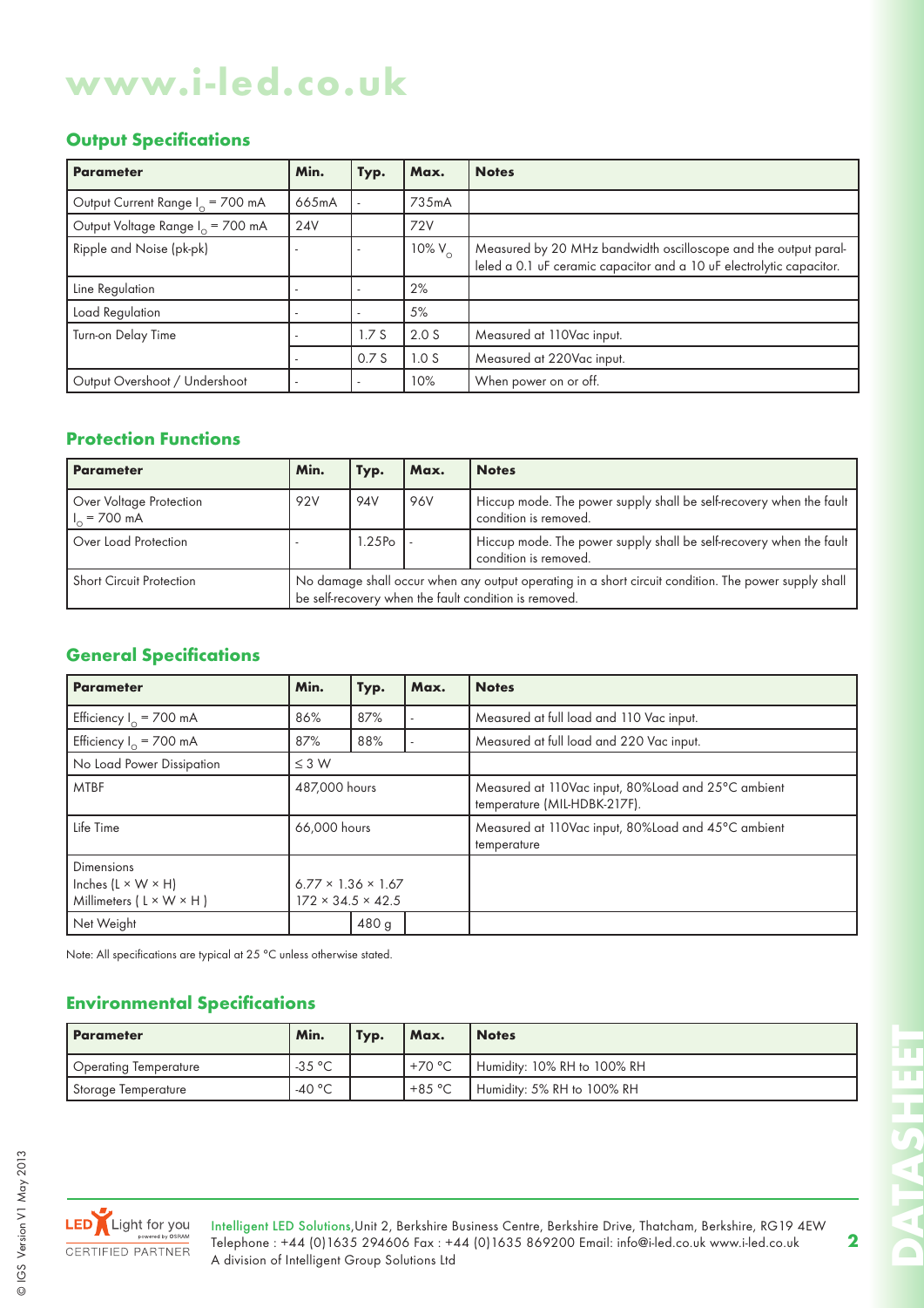# www.i-led.co.uk

## Output Specifications

| Parameter | Min. | Typ. | Max. | Notes |
|---|---|---|---|---|
| Output Current Range $I_O$ = 700 mA | 665mA | - | 735mA | |
| Output Voltage Range $I_O$ = 700 mA | 24V | | 72V | |
| Ripple and Noise (pk-pk) | - | - | 10% $V_O$ | Measured by 20 MHz bandwidth oscilloscope and the output paralleled a 0.1 uF ceramic capacitor and a 10 uF electrolytic capacitor. |
| Line Regulation | - | - | 2% | |
| Load Regulation | - | - | 5% | |
| Turn-on Delay Time | - | 1.7 S | 2.0 S | Measured at 110Vac input. |
| | - | 0.7 S | 1.0 S | Measured at 220Vac input. |
| Output Overshoot / Undershoot | - | - | 10% | When power on or off. |

## Protection Functions

| Parameter | Min. | Typ. | Max. | Notes |
|---|---|---|---|---|
| Over Voltage Protection $I_O$ = 700 mA | 92V | 94V | 96V | Hiccup mode. The power supply shall be self-recovery when the fault condition is removed. |
| Over Load Protection | - | 1.25Po | - | Hiccup mode. The power supply shall be self-recovery when the fault condition is removed. |
| Short Circuit Protection | No damage shall occur when any output operating in a short circuit condition. The power supply shall be self-recovery when the fault condition is removed. | | | |

## General Specifications

| Parameter | Min. | Typ. | Max. | Notes |
|---|---|---|---|---|
| Efficiency $I_O$ = 700 mA | 86% | 87% | - | Measured at full load and 110 Vac input. |
| Efficiency $I_O$ = 700 mA | 87% | 88% | - | Measured at full load and 220 Vac input. |
| No Load Power Dissipation | ≤ 3 W | | | |
| MTBF | 487,000 hours | | | Measured at 110Vac input, 80%Load and 25°C ambient temperature (MIL-HDBK-217F). |
| Life Time | 66,000 hours | | | Measured at 110Vac input, 80%Load and 45°C ambient temperature |
| Dimensions Inches (L × W × H) Millimeters ( L × W × H ) | 6.77 × 1.36 × 1.67 172 × 34.5 × 42.5 | | | |
| Net Weight | | 480 g | | |

Note: All specifications are typical at 25 °C unless otherwise stated.

## Environmental Specifications

| Parameter | Min. | Typ. | Max. | Notes |
|---|---|---|---|---|
| Operating Temperature | -35 °C | | +70 °C | Humidity: 10% RH to 100% RH |
| Storage Temperature | -40 °C | | +85 °C | Humidity: 5% RH to 100% RH |

Intelligent LED Solutions, Unit 2, Berkshire Business Centre, Berkshire Drive, Thatcham, Berkshire, RG19 4EW
Telephone : +44 (0)1635 294606 Fax : +44 (0)1635 869200 Email: info@i-led.co.uk www.i-led.co.uk
A division of Intelligent Group Solutions Ltd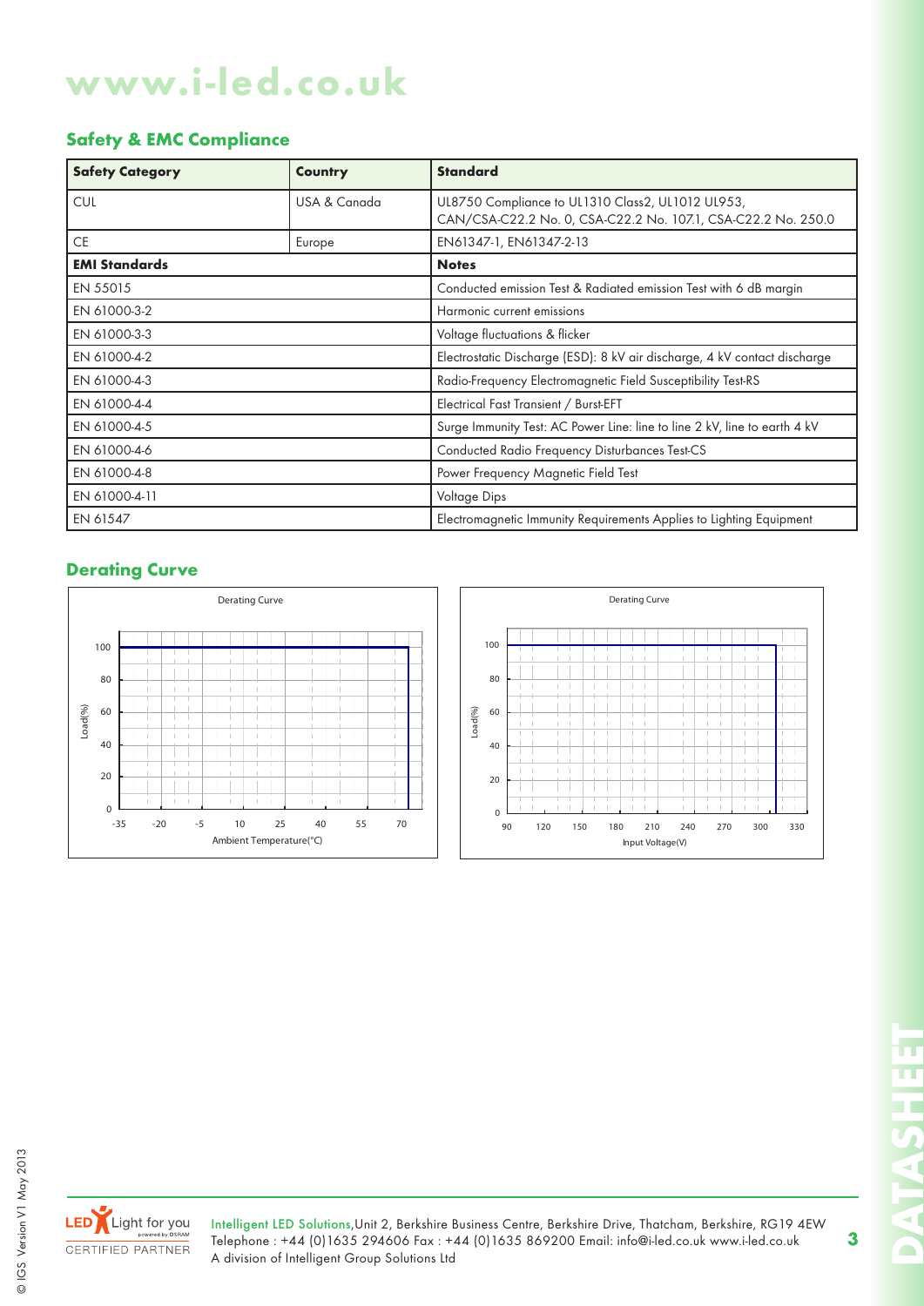## Safety & EMC Compliance

| Safety Category | Country | Standard |
|---|---|---|
| CUL | USA & Canada | UL8750 Compliance to UL1310 Class2, UL1012 UL953, CAN/CSA-C22.2 No. 0, CSA-C22.2 No. 107.1, CSA-C22.2 No. 250.0 |
| CE | Europe | EN61347-1, EN61347-2-13 |
| **EMI Standards** | | **Notes** |
| EN 55015 | | Conducted emission Test & Radiated emission Test with 6 dB margin |
| EN 61000-3-2 | | Harmonic current emissions |
| EN 61000-3-3 | | Voltage fluctuations & flicker |
| EN 61000-4-2 | | Electrostatic Discharge (ESD): 8 kV air discharge, 4 kV contact discharge |
| EN 61000-4-3 | | Radio-Frequency Electromagnetic Field Susceptibility Test-RS |
| EN 61000-4-4 | | Electrical Fast Transient / Burst-EFT |
| EN 61000-4-5 | | Surge Immunity Test: AC Power Line: line to line 2 kV, line to earth 4 kV |
| EN 61000-4-6 | | Conducted Radio Frequency Disturbances Test-CS |
| EN 61000-4-8 | | Power Frequency Magnetic Field Test |
| EN 61000-4-11 | | Voltage Dips |
| EN 61547 | | Electromagnetic Immunity Requirements Applies to Lighting Equipment |

## Derating Curve

Derating Curve

Load(%) vs Ambient Temperature(°C)

Derating Curve

Load(%) vs Input Voltage(V)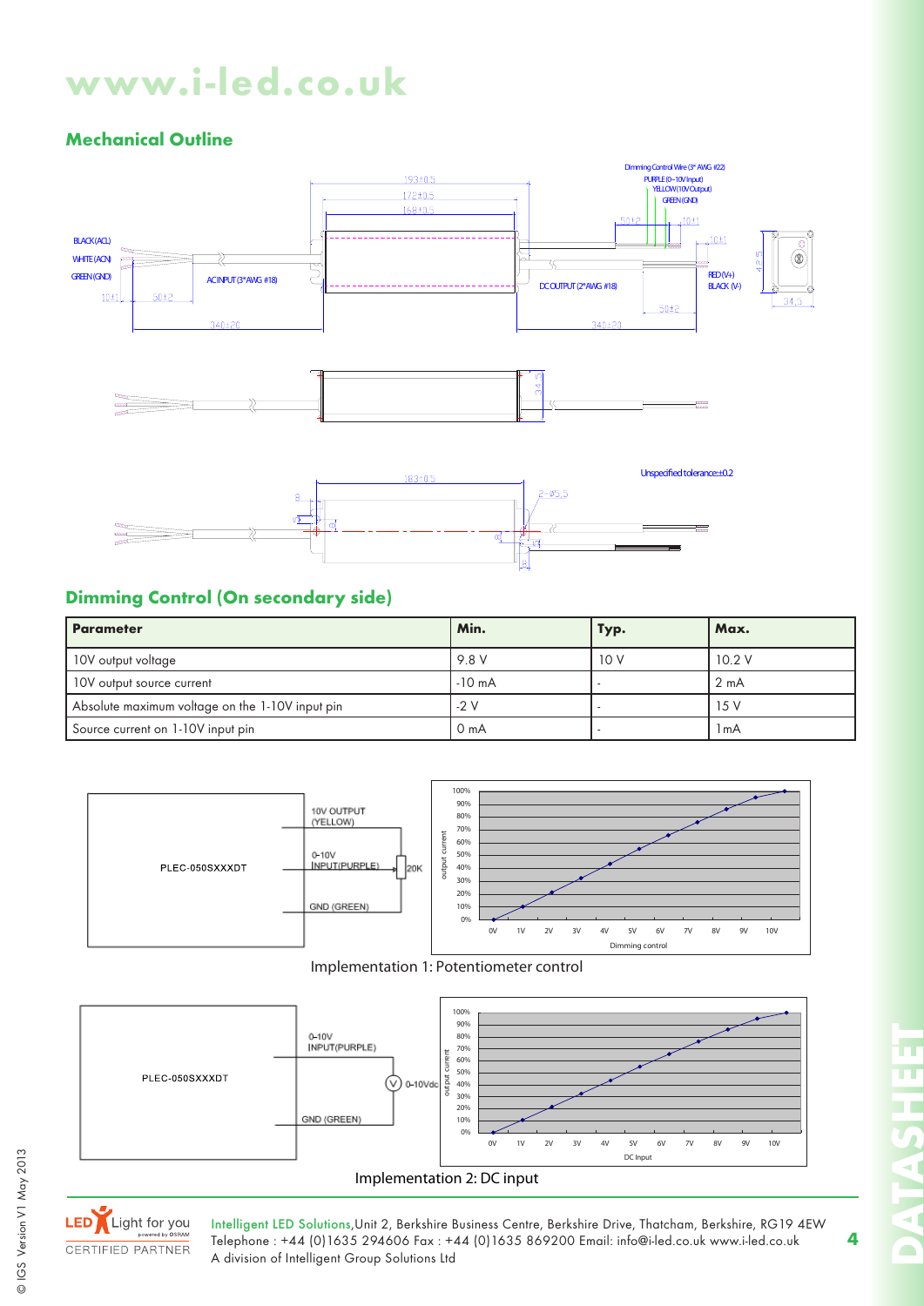www.i-led.co.uk

## Mechanical Outline

Dimming Control Wire (3* AWG #22)
PURPLE (0~10V Input)
YELLOW (10V Output)
GREEN (GND)

BLACK (AC/L)
WHITE (AC/N)
GREEN (GND)

AC INPUT (3*AWG #18)

DC OUTPUT (2*AWG #18)

RED (V+)
BLACK (V-)

Unspecified tolerance: ±0.2

## Dimming Control (On secondary side)

| Parameter | Min. | Typ. | Max. |
|---|---|---|---|
| 10V output voltage | 9.8 V | 10 V | 10.2 V |
| 10V output source current | -10 mA | - | 2 mA |
| Absolute maximum voltage on the 1-10V input pin | -2 V | - | 15 V |
| Source current on 1-10V input pin | 0 mA | - | 1mA |

PLEC-050SXXXDT

10V OUTPUT (YELLOW)

0-10V INPUT(PURPLE)

20K

GND (GREEN)

Implementation 1: Potentiometer control

PLEC-050SXXXDT

0-10V INPUT(PURPLE)

0-10Vdc

GND (GREEN)

Implementation 2: DC input

Intelligent LED Solutions, Unit 2, Berkshire Business Centre, Berkshire Drive, Thatcham, Berkshire, RG19 4EW
Telephone : +44 (0)1635 294606 Fax : +44 (0)1635 869200 Email: info@i-led.co.uk www.i-led.co.uk
A division of Intelligent Group Solutions Ltd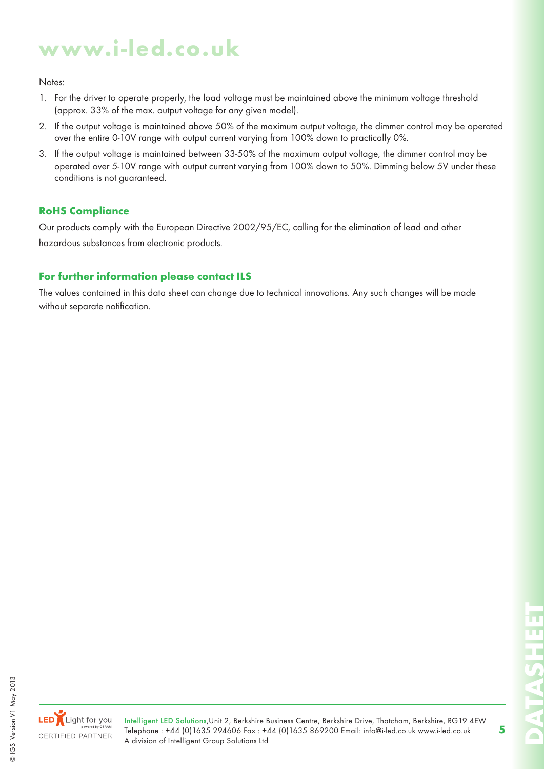Notes:

1. For the driver to operate properly, the load voltage must be maintained above the minimum voltage threshold (approx. 33% of the max. output voltage for any given model).
2. If the output voltage is maintained above 50% of the maximum output voltage, the dimmer control may be operated over the entire 0-10V range with output current varying from 100% down to practically 0%.
3. If the output voltage is maintained between 33-50% of the maximum output voltage, the dimmer control may be operated over 5-10V range with output current varying from 100% down to 50%. Dimming below 5V under these conditions is not guaranteed.

## RoHS Compliance

Our products comply with the European Directive 2002/95/EC, calling for the elimination of lead and other hazardous substances from electronic products.

## For further information please contact ILS

The values contained in this data sheet can change due to technical innovations. Any such changes will be made without separate notification.